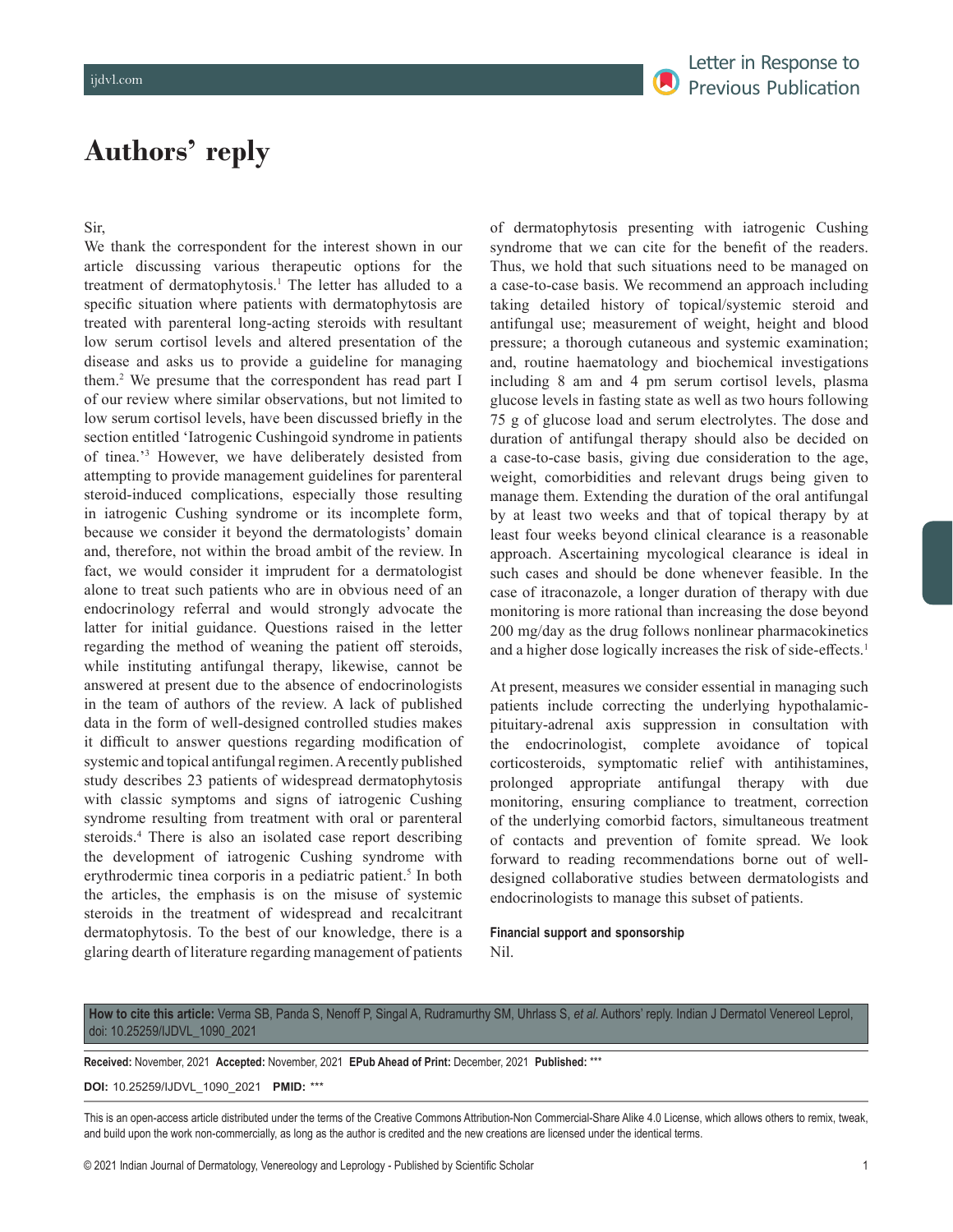# Authors' reply

Sir,

We thank the correspondent for the interest shown in our article discussing various therapeutic options for the treatment of dermatophytosis.[1] The letter has alluded to a specific situation where patients with dermatophytosis are treated with parenteral long-acting steroids with resultant low serum cortisol levels and altered presentation of the disease and asks us to provide a guideline for managing them.[2] We presume that the correspondent has read part I of our review where similar observations, but not limited to low serum cortisol levels, have been discussed briefly in the section entitled 'Iatrogenic Cushingoid syndrome in patients of tinea.'[3] However, we have deliberately desisted from attempting to provide management guidelines for parenteral steroid-induced complications, especially those resulting in iatrogenic Cushing syndrome or its incomplete form, because we consider it beyond the dermatologists' domain and, therefore, not within the broad ambit of the review. In fact, we would consider it imprudent for a dermatologist alone to treat such patients who are in obvious need of an endocrinology referral and would strongly advocate the latter for initial guidance. Questions raised in the letter regarding the method of weaning the patient off steroids, while instituting antifungal therapy, likewise, cannot be answered at present due to the absence of endocrinologists in the team of authors of the review. A lack of published data in the form of well-designed controlled studies makes it difficult to answer questions regarding modification of systemic and topical antifungal regimen. A recently published study describes 23 patients of widespread dermatophytosis with classic symptoms and signs of iatrogenic Cushing syndrome resulting from treatment with oral or parenteral steroids.[4] There is also an isolated case report describing the development of iatrogenic Cushing syndrome with erythrodermic tinea corporis in a pediatric patient.[5] In both the articles, the emphasis is on the misuse of systemic steroids in the treatment of widespread and recalcitrant dermatophytosis. To the best of our knowledge, there is a glaring dearth of literature regarding management of patients of dermatophytosis presenting with iatrogenic Cushing syndrome that we can cite for the benefit of the readers. Thus, we hold that such situations need to be managed on a case-to-case basis. We recommend an approach including taking detailed history of topical/systemic steroid and antifungal use; measurement of weight, height and blood pressure; a thorough cutaneous and systemic examination; and, routine haematology and biochemical investigations including 8 am and 4 pm serum cortisol levels, plasma glucose levels in fasting state as well as two hours following 75 g of glucose load and serum electrolytes. The dose and duration of antifungal therapy should also be decided on a case-to-case basis, giving due consideration to the age, weight, comorbidities and relevant drugs being given to manage them. Extending the duration of the oral antifungal by at least two weeks and that of topical therapy by at least four weeks beyond clinical clearance is a reasonable approach. Ascertaining mycological clearance is ideal in such cases and should be done whenever feasible. In the case of itraconazole, a longer duration of therapy with due monitoring is more rational than increasing the dose beyond 200 mg/day as the drug follows nonlinear pharmacokinetics and a higher dose logically increases the risk of side-effects.[1]

At present, measures we consider essential in managing such patients include correcting the underlying hypothalamic-pituitary-adrenal axis suppression in consultation with the endocrinologist, complete avoidance of topical corticosteroids, symptomatic relief with antihistamines, prolonged appropriate antifungal therapy with due monitoring, ensuring compliance to treatment, correction of the underlying comorbid factors, simultaneous treatment of contacts and prevention of fomite spread. We look forward to reading recommendations borne out of well-designed collaborative studies between dermatologists and endocrinologists to manage this subset of patients.

**Financial support and sponsorship**

Nil.

**How to cite this article:** Verma SB, Panda S, Nenoff P, Singal A, Rudramurthy SM, Uhrlass S, *et al.* Authors' reply. Indian J Dermatol Venereol Leprol, doi: 10.25259/IJDVL_1090_2021

**Received:** November, 2021 **Accepted:** November, 2021 **EPub Ahead of Print:** December, 2021 **Published:** ***

**DOI:** 10.25259/IJDVL_1090_2021 **PMID:** ***

This is an open-access article distributed under the terms of the Creative Commons Attribution-Non Commercial-Share Alike 4.0 License, which allows others to remix, tweak, and build upon the work non-commercially, as long as the author is credited and the new creations are licensed under the identical terms.

© 2021 Indian Journal of Dermatology, Venereology and Leprology - Published by Scientific Scholar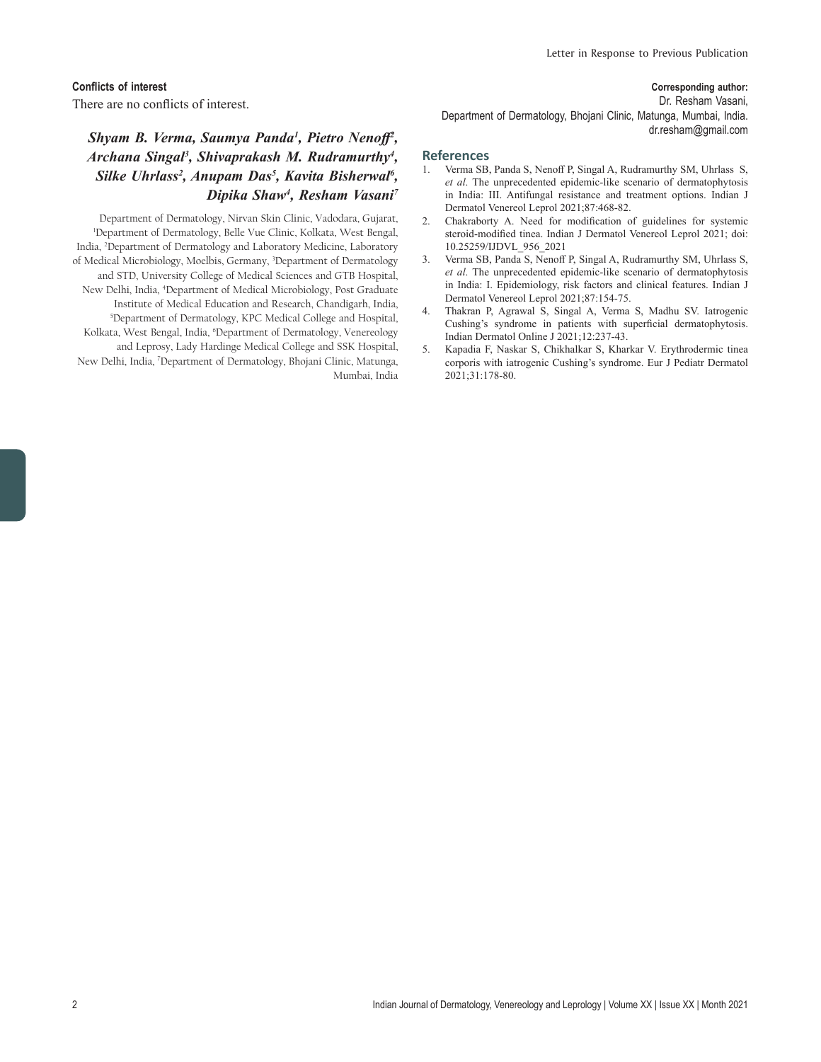#### Conflicts of interest

There are no conflicts of interest.

***Shyam B. Verma, Saumya Panda[1], Pietro Nenoff[2], Archana Singal[3], Shivaprakash M. Rudramurthy[4], Silke Uhrlass[2], Anupam Das[5], Kavita Bisherwal[6], Dipika Shaw[4], Resham Vasani[7]***

Department of Dermatology, Nirvan Skin Clinic, Vadodara, Gujarat, [1]Department of Dermatology, Belle Vue Clinic, Kolkata, West Bengal, India, [2]Department of Dermatology and Laboratory Medicine, Laboratory of Medical Microbiology, Moelbis, Germany, [3]Department of Dermatology and STD, University College of Medical Sciences and GTB Hospital, New Delhi, India, [4]Department of Medical Microbiology, Post Graduate Institute of Medical Education and Research, Chandigarh, India, [5]Department of Dermatology, KPC Medical College and Hospital, Kolkata, West Bengal, India, [6]Department of Dermatology, Venereology and Leprosy, Lady Hardinge Medical College and SSK Hospital, New Delhi, India, [7]Department of Dermatology, Bhojani Clinic, Matunga, Mumbai, India

**Corresponding author:**
Dr. Resham Vasani,
Department of Dermatology, Bhojani Clinic, Matunga, Mumbai, India.
dr.resham@gmail.com

## References

1. Verma SB, Panda S, Nenoff P, Singal A, Rudramurthy SM, Uhrlass S, *et al*. The unprecedented epidemic-like scenario of dermatophytosis in India: III. Antifungal resistance and treatment options. Indian J Dermatol Venereol Leprol 2021;87:468-82.
2. Chakraborty A. Need for modification of guidelines for systemic steroid-modified tinea. Indian J Dermatol Venereol Leprol 2021; doi: 10.25259/IJDVL_956_2021
3. Verma SB, Panda S, Nenoff P, Singal A, Rudramurthy SM, Uhrlass S, *et al*. The unprecedented epidemic-like scenario of dermatophytosis in India: I. Epidemiology, risk factors and clinical features. Indian J Dermatol Venereol Leprol 2021;87:154-75.
4. Thakran P, Agrawal S, Singal A, Verma S, Madhu SV. Iatrogenic Cushing's syndrome in patients with superficial dermatophytosis. Indian Dermatol Online J 2021;12:237-43.
5. Kapadia F, Naskar S, Chikhalkar S, Kharkar V. Erythrodermic tinea corporis with iatrogenic Cushing's syndrome. Eur J Pediatr Dermatol 2021;31:178-80.